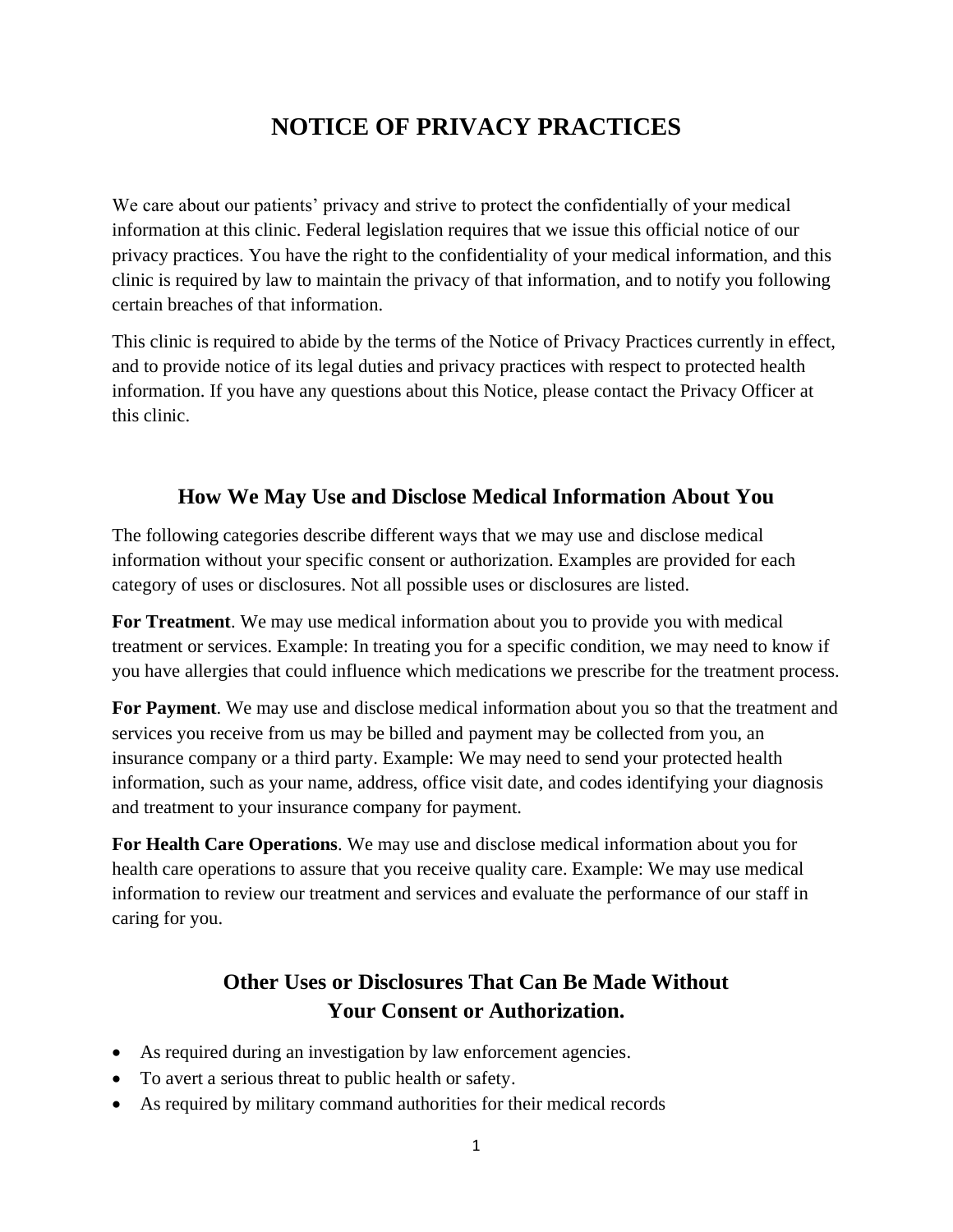# NOTICE OF PRIVACY PRACTICES

We care about our patients' privacy and strive to protect the confidentially of your medical information at this clinic. Federal legislation requires that we issue this official notice of our privacy practices. You have the right to the confidentiality of your medical information, and this clinic is required by law to maintain the privacy of that information, and to notify you following certain breaches of that information.

This clinic is required to abide by the terms of the Notice of Privacy Practices currently in effect, and to provide notice of its legal duties and privacy practices with respect to protected health information. If you have any questions about this Notice, please contact the Privacy Officer at this clinic.

## How We May Use and Disclose Medical Information About You

The following categories describe different ways that we may use and disclose medical information without your specific consent or authorization. Examples are provided for each category of uses or disclosures. Not all possible uses or disclosures are listed.

**For Treatment**. We may use medical information about you to provide you with medical treatment or services. Example: In treating you for a specific condition, we may need to know if you have allergies that could influence which medications we prescribe for the treatment process.

**For Payment**. We may use and disclose medical information about you so that the treatment and services you receive from us may be billed and payment may be collected from you, an insurance company or a third party. Example: We may need to send your protected health information, such as your name, address, office visit date, and codes identifying your diagnosis and treatment to your insurance company for payment.

**For Health Care Operations**. We may use and disclose medical information about you for health care operations to assure that you receive quality care. Example: We may use medical information to review our treatment and services and evaluate the performance of our staff in caring for you.

## Other Uses or Disclosures That Can Be Made Without Your Consent or Authorization.

- As required during an investigation by law enforcement agencies.
- To avert a serious threat to public health or safety.
- As required by military command authorities for their medical records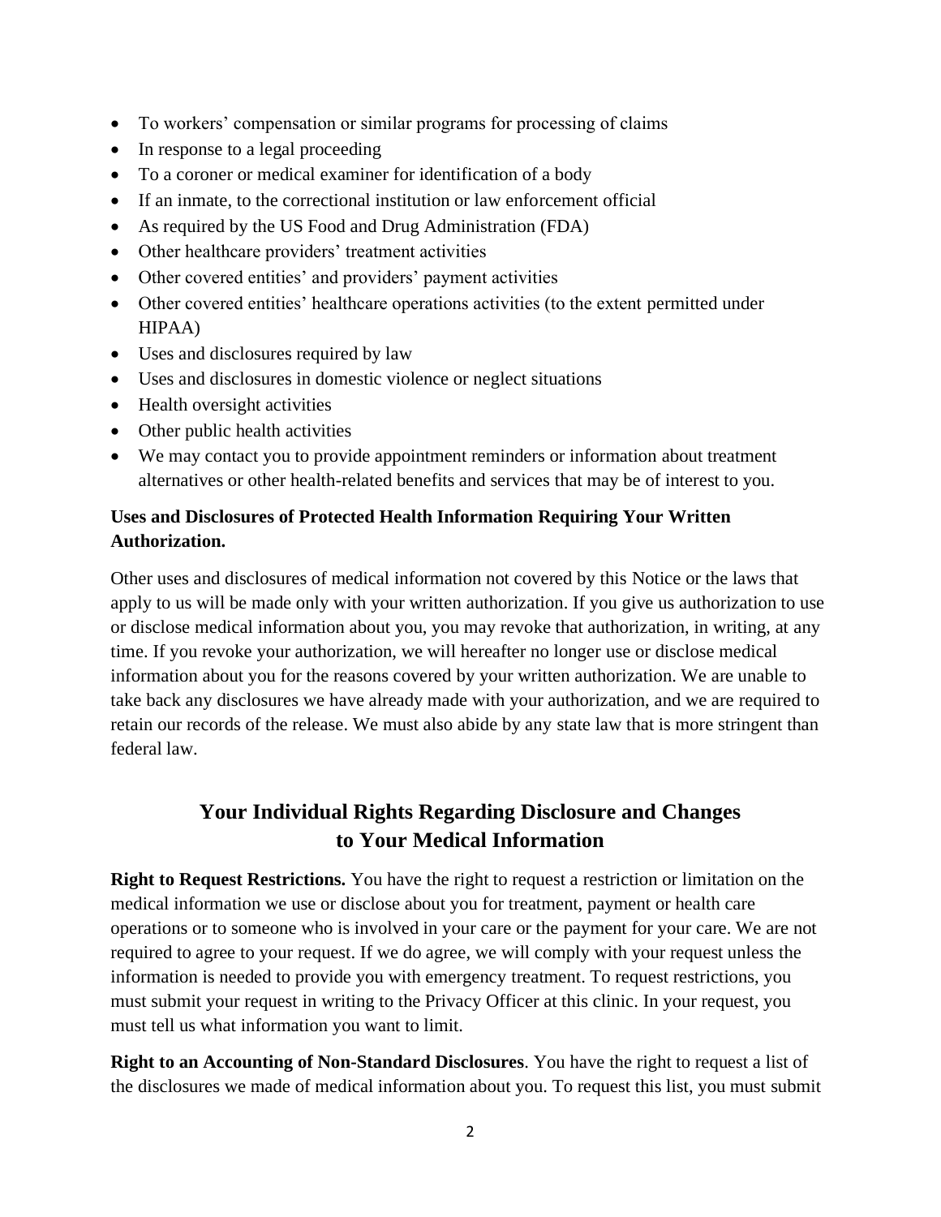- To workers' compensation or similar programs for processing of claims
- In response to a legal proceeding
- To a coroner or medical examiner for identification of a body
- If an inmate, to the correctional institution or law enforcement official
- As required by the US Food and Drug Administration (FDA)
- Other healthcare providers' treatment activities
- Other covered entities' and providers' payment activities
- Other covered entities' healthcare operations activities (to the extent permitted under HIPAA)
- Uses and disclosures required by law
- Uses and disclosures in domestic violence or neglect situations
- Health oversight activities
- Other public health activities
- We may contact you to provide appointment reminders or information about treatment alternatives or other health-related benefits and services that may be of interest to you.

**Uses and Disclosures of Protected Health Information Requiring Your Written Authorization.**

Other uses and disclosures of medical information not covered by this Notice or the laws that apply to us will be made only with your written authorization. If you give us authorization to use or disclose medical information about you, you may revoke that authorization, in writing, at any time. If you revoke your authorization, we will hereafter no longer use or disclose medical information about you for the reasons covered by your written authorization. We are unable to take back any disclosures we have already made with your authorization, and we are required to retain our records of the release. We must also abide by any state law that is more stringent than federal law.

## Your Individual Rights Regarding Disclosure and Changes to Your Medical Information

**Right to Request Restrictions.** You have the right to request a restriction or limitation on the medical information we use or disclose about you for treatment, payment or health care operations or to someone who is involved in your care or the payment for your care. We are not required to agree to your request. If we do agree, we will comply with your request unless the information is needed to provide you with emergency treatment. To request restrictions, you must submit your request in writing to the Privacy Officer at this clinic. In your request, you must tell us what information you want to limit.

**Right to an Accounting of Non-Standard Disclosures**. You have the right to request a list of the disclosures we made of medical information about you. To request this list, you must submit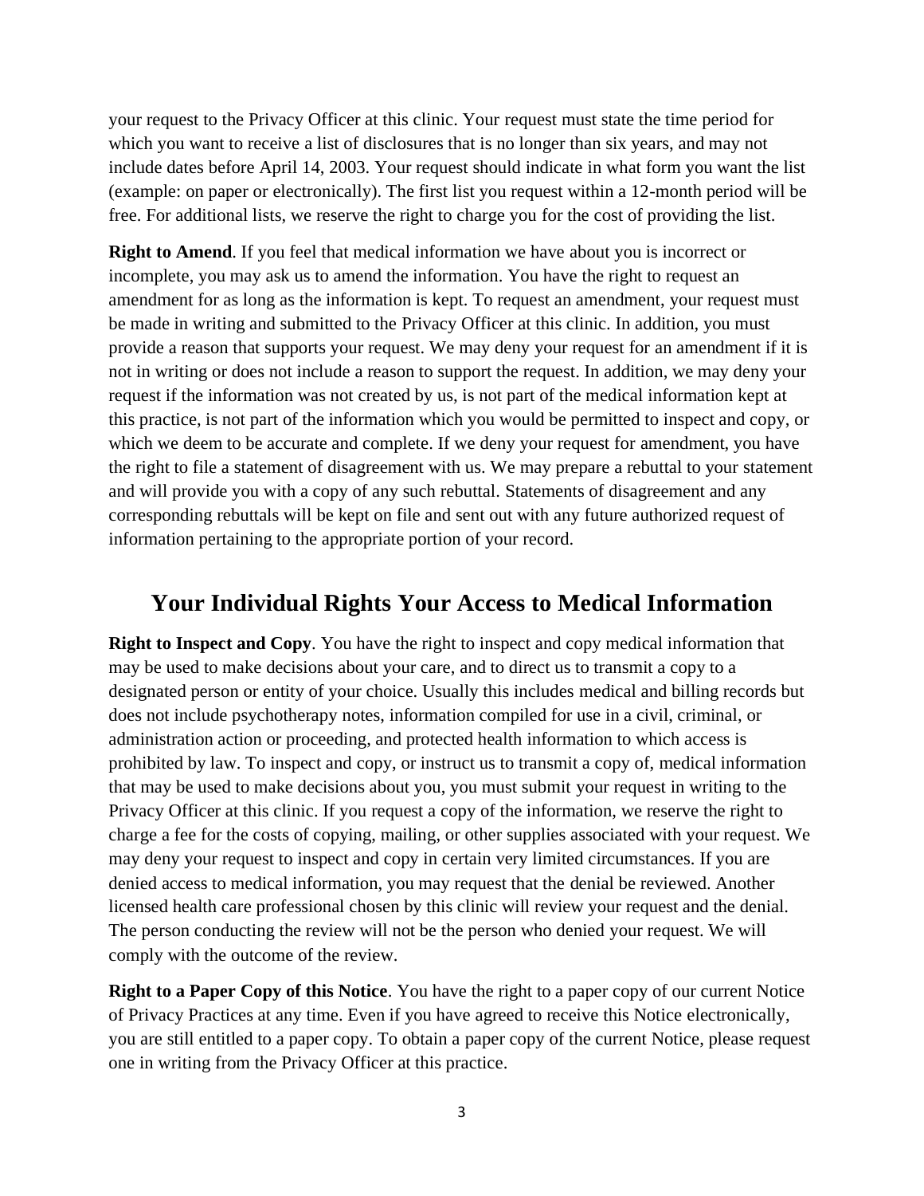your request to the Privacy Officer at this clinic. Your request must state the time period for which you want to receive a list of disclosures that is no longer than six years, and may not include dates before April 14, 2003. Your request should indicate in what form you want the list (example: on paper or electronically). The first list you request within a 12-month period will be free. For additional lists, we reserve the right to charge you for the cost of providing the list.

**Right to Amend**. If you feel that medical information we have about you is incorrect or incomplete, you may ask us to amend the information. You have the right to request an amendment for as long as the information is kept. To request an amendment, your request must be made in writing and submitted to the Privacy Officer at this clinic. In addition, you must provide a reason that supports your request. We may deny your request for an amendment if it is not in writing or does not include a reason to support the request. In addition, we may deny your request if the information was not created by us, is not part of the medical information kept at this practice, is not part of the information which you would be permitted to inspect and copy, or which we deem to be accurate and complete. If we deny your request for amendment, you have the right to file a statement of disagreement with us. We may prepare a rebuttal to your statement and will provide you with a copy of any such rebuttal. Statements of disagreement and any corresponding rebuttals will be kept on file and sent out with any future authorized request of information pertaining to the appropriate portion of your record.

## Your Individual Rights Your Access to Medical Information

**Right to Inspect and Copy**. You have the right to inspect and copy medical information that may be used to make decisions about your care, and to direct us to transmit a copy to a designated person or entity of your choice. Usually this includes medical and billing records but does not include psychotherapy notes, information compiled for use in a civil, criminal, or administration action or proceeding, and protected health information to which access is prohibited by law. To inspect and copy, or instruct us to transmit a copy of, medical information that may be used to make decisions about you, you must submit your request in writing to the Privacy Officer at this clinic. If you request a copy of the information, we reserve the right to charge a fee for the costs of copying, mailing, or other supplies associated with your request. We may deny your request to inspect and copy in certain very limited circumstances. If you are denied access to medical information, you may request that the denial be reviewed. Another licensed health care professional chosen by this clinic will review your request and the denial. The person conducting the review will not be the person who denied your request. We will comply with the outcome of the review.

**Right to a Paper Copy of this Notice**. You have the right to a paper copy of our current Notice of Privacy Practices at any time. Even if you have agreed to receive this Notice electronically, you are still entitled to a paper copy. To obtain a paper copy of the current Notice, please request one in writing from the Privacy Officer at this practice.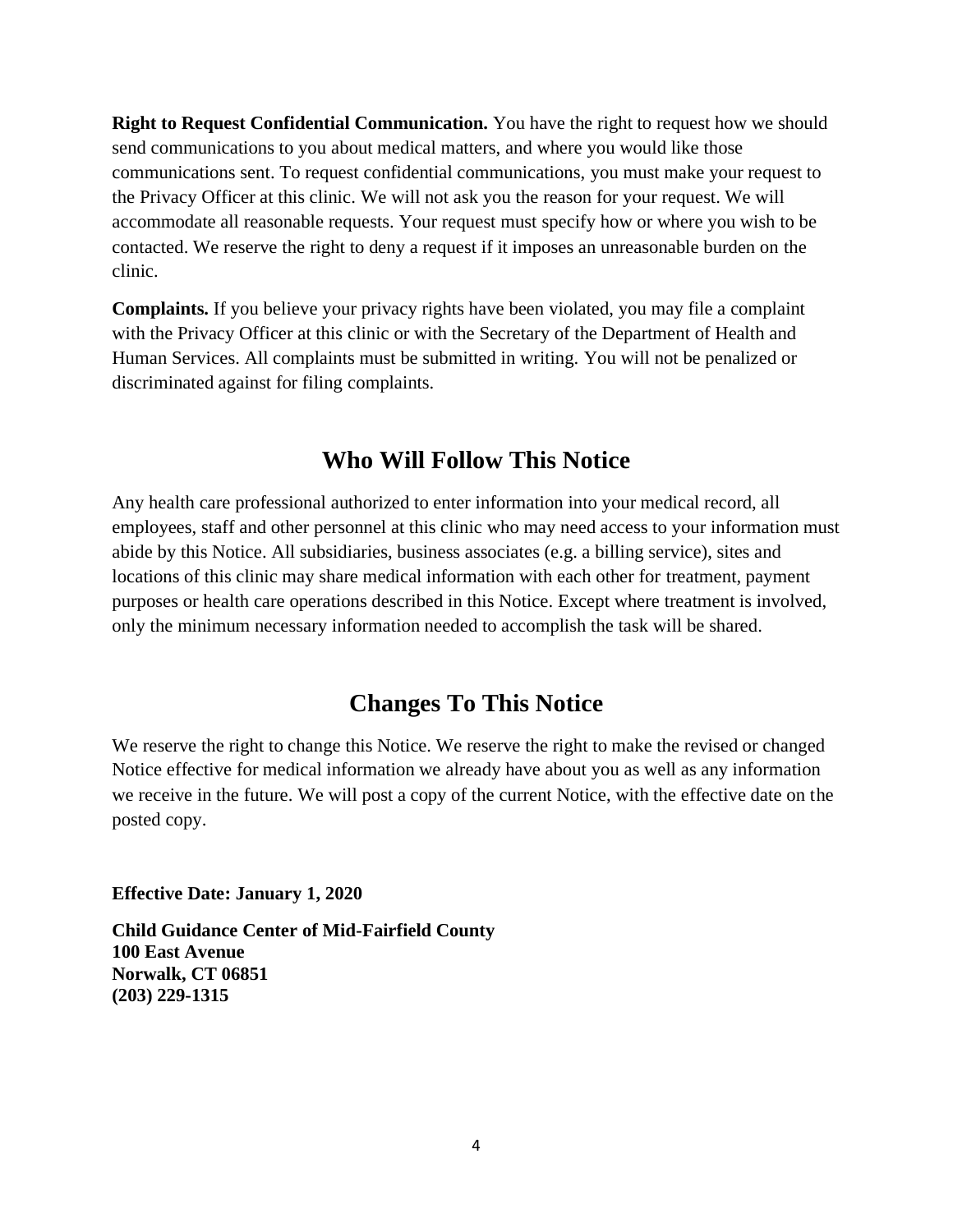**Right to Request Confidential Communication.** You have the right to request how we should send communications to you about medical matters, and where you would like those communications sent. To request confidential communications, you must make your request to the Privacy Officer at this clinic. We will not ask you the reason for your request. We will accommodate all reasonable requests. Your request must specify how or where you wish to be contacted. We reserve the right to deny a request if it imposes an unreasonable burden on the clinic.

**Complaints.** If you believe your privacy rights have been violated, you may file a complaint with the Privacy Officer at this clinic or with the Secretary of the Department of Health and Human Services. All complaints must be submitted in writing. You will not be penalized or discriminated against for filing complaints.

## Who Will Follow This Notice

Any health care professional authorized to enter information into your medical record, all employees, staff and other personnel at this clinic who may need access to your information must abide by this Notice. All subsidiaries, business associates (e.g. a billing service), sites and locations of this clinic may share medical information with each other for treatment, payment purposes or health care operations described in this Notice. Except where treatment is involved, only the minimum necessary information needed to accomplish the task will be shared.

## Changes To This Notice

We reserve the right to change this Notice. We reserve the right to make the revised or changed Notice effective for medical information we already have about you as well as any information we receive in the future. We will post a copy of the current Notice, with the effective date on the posted copy.

**Effective Date: January 1, 2020**

**Child Guidance Center of Mid-Fairfield County**
**100 East Avenue**
**Norwalk, CT 06851**
**(203) 229-1315**